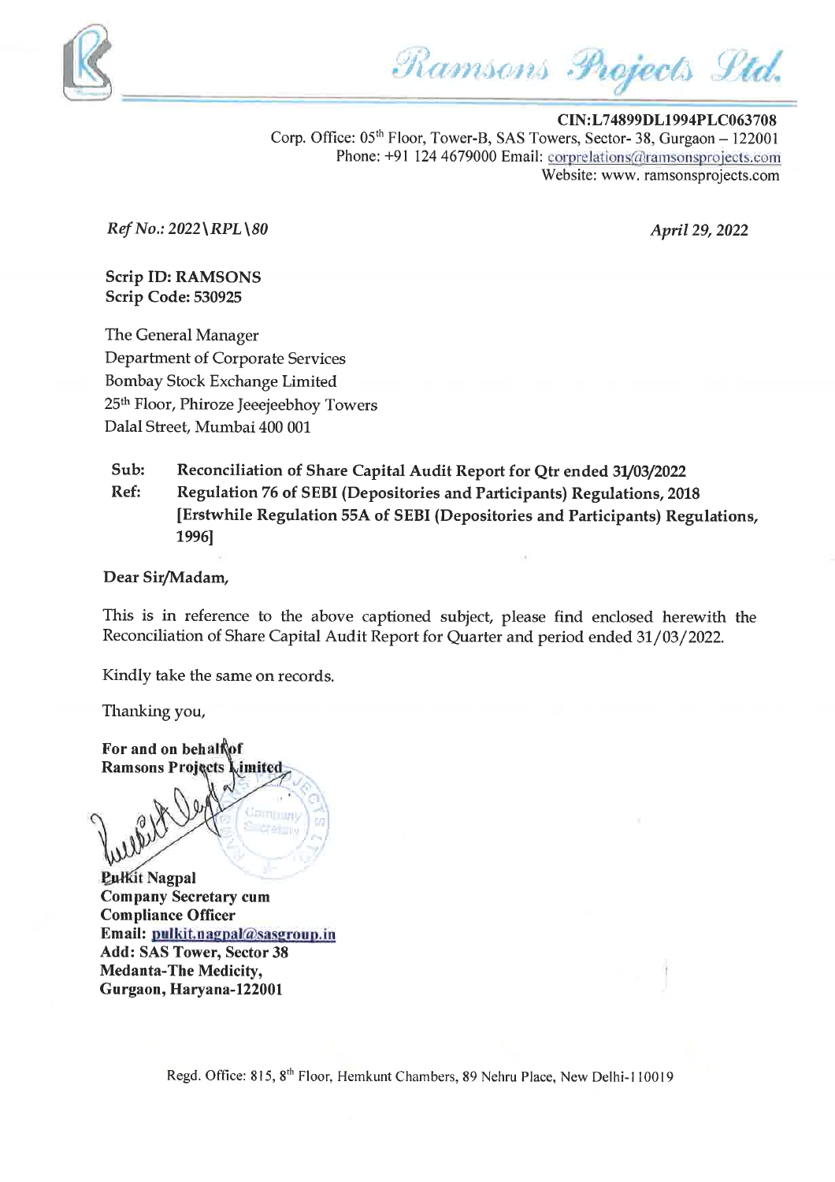Ramsons Projects Ltd.

**CIN:L74899DL1994PLC063708**
Corp. Office: 05th Floor, Tower-B, SAS Towers, Sector- 38, Gurgaon – 122001
Phone: +91 124 4679000 Email: corprelations@ramsonsprojects.com
Website: www. ramsonsprojects.com

*Ref No.: 2022\RPL\80*

*April 29, 2022*

**Scrip ID: RAMSONS**
**Scrip Code: 530925**

The General Manager
Department of Corporate Services
Bombay Stock Exchange Limited
25th Floor, Phiroze Jeeejeebhoy Towers
Dalal Street, Mumbai 400 001

**Sub: Reconciliation of Share Capital Audit Report for Qtr ended 31/03/2022**
**Ref: Regulation 76 of SEBI (Depositories and Participants) Regulations, 2018 [Erstwhile Regulation 55A of SEBI (Depositories and Participants) Regulations, 1996]**

**Dear Sir/Madam,**

This is in reference to the above captioned subject, please find enclosed herewith the Reconciliation of Share Capital Audit Report for Quarter and period ended 31/03/2022.

Kindly take the same on records.

Thanking you,

**For and on behalf of**
**Ramsons Projects Limited**

**Pulkit Nagpal**
**Company Secretary cum**
**Compliance Officer**
**Email: pulkit.nagpal@sasgroup.in**
**Add: SAS Tower, Sector 38**
**Medanta-The Medicity,**
**Gurgaon, Haryana-122001**

Regd. Office: 815, 8th Floor, Hemkunt Chambers, 89 Nehru Place, New Delhi-110019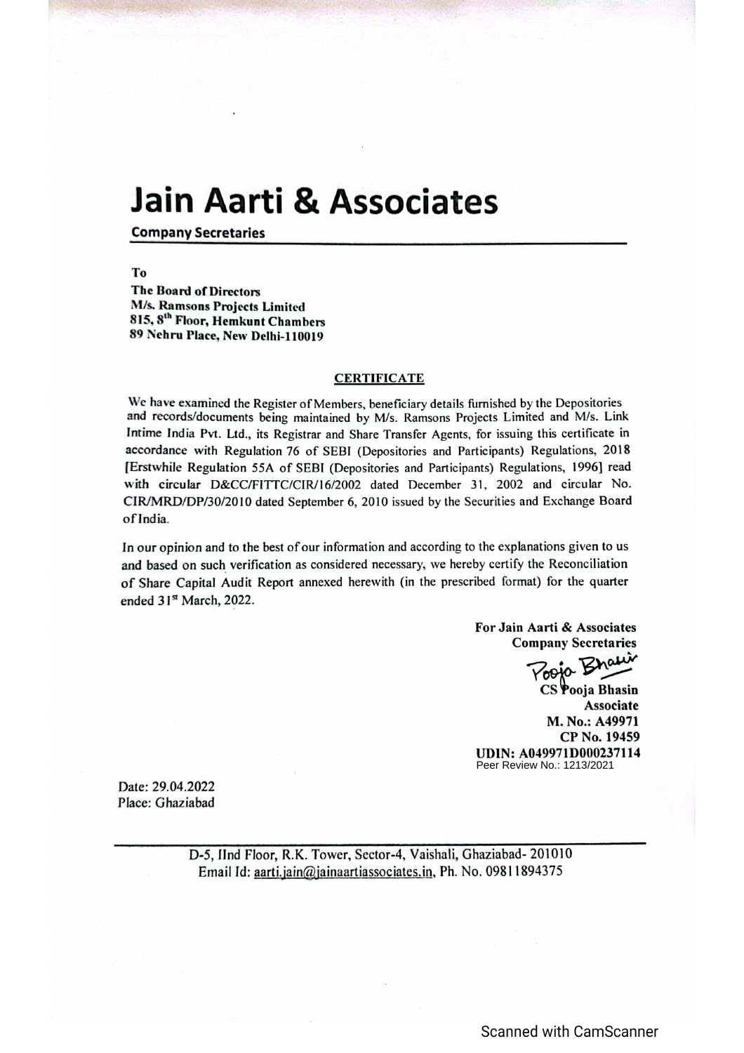# Jain Aarti & Associates

**Company Secretaries**

**To**
**The Board of Directors**
**M/s. Ramsons Projects Limited**
**815, 8th Floor, Hemkunt Chambers**
**89 Nehru Place, New Delhi-110019**

## CERTIFICATE

We have examined the Register of Members, beneficiary details furnished by the Depositories and records/documents being maintained by M/s. Ramsons Projects Limited and M/s. Link Intime India Pvt. Ltd., its Registrar and Share Transfer Agents, for issuing this certificate in accordance with Regulation 76 of SEBI (Depositories and Participants) Regulations, 2018 [Erstwhile Regulation 55A of SEBI (Depositories and Participants) Regulations, 1996] read with circular D&CC/FITTC/CIR/16/2002 dated December 31, 2002 and circular No. CIR/MRD/DP/30/2010 dated September 6, 2010 issued by the Securities and Exchange Board of India.

In our opinion and to the best of our information and according to the explanations given to us and based on such verification as considered necessary, we hereby certify the Reconciliation of Share Capital Audit Report annexed herewith (in the prescribed format) for the quarter ended 31st March, 2022.

**For Jain Aarti & Associates**
**Company Secretaries**

Pooja Bhasin
**CS Pooja Bhasin**
**Associate**
**M. No.: A49971**
**CP No. 19459**
**UDIN: A049971D000237114**
Peer Review No.: 1213/2021

Date: 29.04.2022
Place: Ghaziabad

D-5, IInd Floor, R.K. Tower, Sector-4, Vaishali, Ghaziabad- 201010
Email Id: aarti.jain@jainaartiassociates.in, Ph. No. 09811894375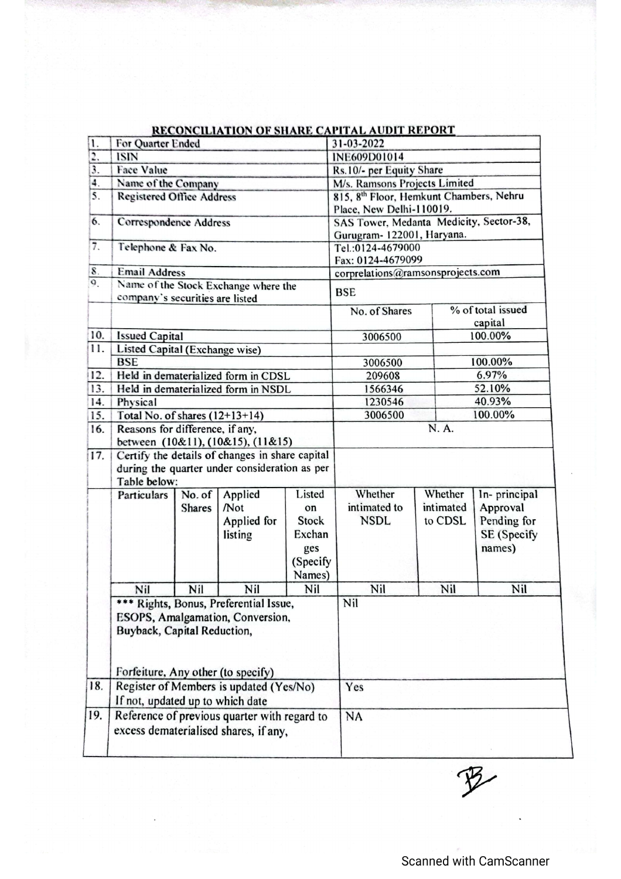## RECONCILIATION OF SHARE CAPITAL AUDIT REPORT

| | | | | | | | |
|---|---|---|---|---|---|---|---|
| 1. | For Quarter Ended | | | | 31-03-2022 | | |
| 2. | ISIN | | | | INE609D01014 | | |
| 3. | Face Value | | | | Rs.10/- per Equity Share | | |
| 4. | Name of the Company | | | | M/s. Ramsons Projects Limited | | |
| 5. | Registered Office Address | | | | 815, 8th Floor, Hemkunt Chambers, Nehru Place, New Delhi-110019. | | |
| 6. | Correspondence Address | | | | SAS Tower, Medanta Medicity, Sector-38, Gurugram- 122001, Haryana. | | |
| 7. | Telephone & Fax No. | | | | Tel.:0124-4679000 Fax: 0124-4679099 | | |
| 8. | Email Address | | | | corprelations@ramsonsprojects.com | | |
| 9. | Name of the Stock Exchange where the company's securities are listed | | | | BSE | | |
| | | | | | No. of Shares | % of total issued capital | |
| 10. | Issued Capital | | | | 3006500 | 100.00% | |
| 11. | Listed Capital (Exchange wise) | | | | | | |
| | BSE | | | | 3006500 | 100.00% | |
| 12. | Held in dematerialized form in CDSL | | | | 209608 | 6.97% | |
| 13. | Held in dematerialized form in NSDL | | | | 1566346 | 52.10% | |
| 14. | Physical | | | | 1230546 | 40.93% | |
| 15. | Total No. of shares (12+13+14) | | | | 3006500 | 100.00% | |
| 16. | Reasons for difference, if any, between (10&11), (10&15), (11&15) | | | | N. A. | | |
| 17. | Certify the details of changes in share capital during the quarter under consideration as per Table below: | | | | | | |
| | Particulars | No. of Shares | Applied /Not Applied for listing | Listed on Stock Exchanges (Specify Names) | Whether intimated to NSDL | Whether intimated to CDSL | In- principal Approval Pending for SE (Specify names) |
| | Nil | Nil | Nil | Nil | Nil | Nil | Nil |
| | *** Rights, Bonus, Preferential Issue, ESOPS, Amalgamation, Conversion, Buyback, Capital Reduction, Forfeiture, Any other (to specify) | | | | Nil | | |
| 18. | Register of Members is updated (Yes/No) If not, updated up to which date | | | | Yes | | |
| 19. | Reference of previous quarter with regard to excess dematerialised shares, if any, | | | | NA | | |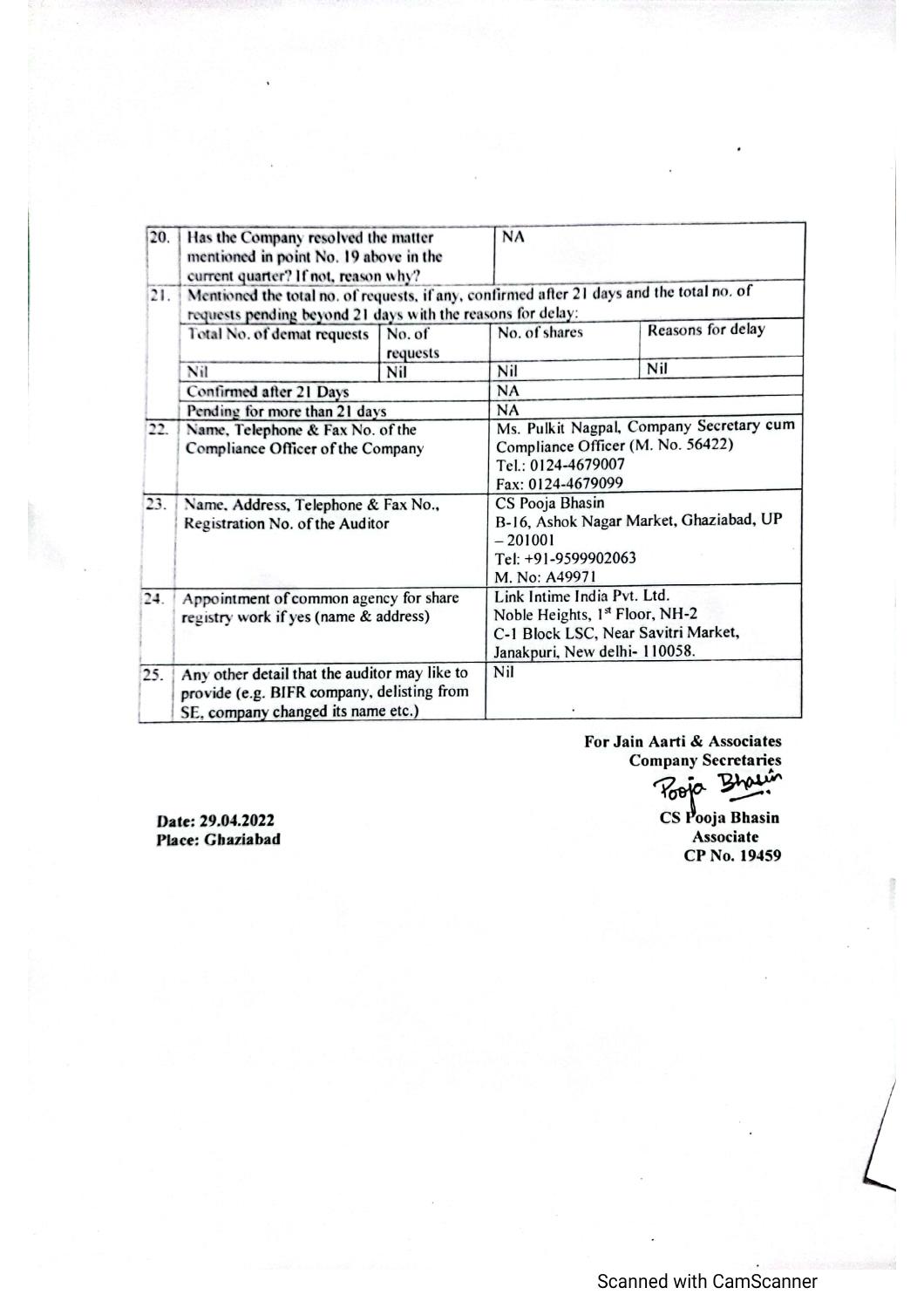| | | |
|---|---|---|
| 20. | Has the Company resolved the matter mentioned in point No. 19 above in the current quarter? If not, reason why? | NA |
| 21. | Mentioned the total no. of requests, if any, confirmed after 21 days and the total no. of requests pending beyond 21 days with the reasons for delay: | |

| Total No. of demat requests | No. of requests | No. of shares | Reasons for delay |
|---|---|---|---|
| Nil | Nil | Nil | Nil |
| Confirmed after 21 Days | | NA | |
| Pending for more than 21 days | | NA | |

| | | |
|---|---|---|
| 22. | Name, Telephone & Fax No. of the Compliance Officer of the Company | Ms. Pulkit Nagpal, Company Secretary cum Compliance Officer (M. No. 56422)<br>Tel.: 0124-4679007<br>Fax: 0124-4679099 |
| 23. | Name, Address, Telephone & Fax No., Registration No. of the Auditor | CS Pooja Bhasin<br>B-16, Ashok Nagar Market, Ghaziabad, UP – 201001<br>Tel: +91-9599902063<br>M. No: A49971 |
| 24. | Appointment of common agency for share registry work if yes (name & address) | Link Intime India Pvt. Ltd.<br>Noble Heights, 1st Floor, NH-2<br>C-1 Block LSC, Near Savitri Market,<br>Janakpuri, New delhi- 110058. |
| 25. | Any other detail that the auditor may like to provide (e.g. BIFR company, delisting from SE, company changed its name etc.) | Nil |

**For Jain Aarti & Associates**
**Company Secretaries**

Pooja Bhasin

**CS Pooja Bhasin**
**Associate**
**CP No. 19459**

**Date: 29.04.2022**
**Place: Ghaziabad**